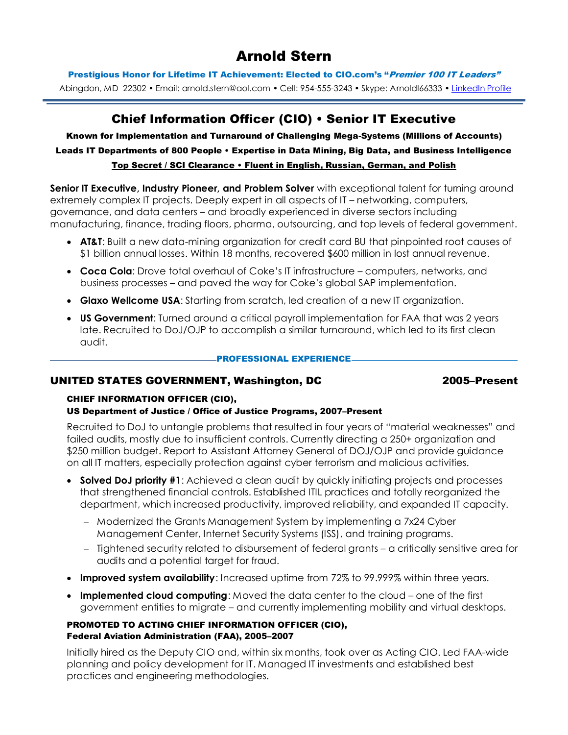# Arnold Stern

**Prestigious Honor for Lifetime IT Achievement: Elected to CIO.com's "*Premier 100 IT Leaders*"**

Abingdon, MD 22302 • Email: arnold.stern@aol.com • Cell: 954-555-3243 • Skype: Arnoldl66333 • [LinkedIn Profile]()

## Chief Information Officer (CIO) • Senior IT Executive

**Known for Implementation and Turnaround of Challenging Mega-Systems (Millions of Accounts)**

**Leads IT Departments of 800 People • Expertise in Data Mining, Big Data, and Business Intelligence**

**Top Secret / SCI Clearance • Fluent in English, Russian, German, and Polish**

**Senior IT Executive, Industry Pioneer, and Problem Solver** with exceptional talent for turning around extremely complex IT projects. Deeply expert in all aspects of IT – networking, computers, governance, and data centers – and broadly experienced in diverse sectors including manufacturing, finance, trading floors, pharma, outsourcing, and top levels of federal government.

- **AT&T**: Built a new data-mining organization for credit card BU that pinpointed root causes of $1 billion annual losses. Within 18 months, recovered $600 million in lost annual revenue.
- **Coca Cola**: Drove total overhaul of Coke's IT infrastructure – computers, networks, and business processes – and paved the way for Coke's global SAP implementation.
- **Glaxo Wellcome USA**: Starting from scratch, led creation of a new IT organization.
- **US Government**: Turned around a critical payroll implementation for FAA that was 2 years late. Recruited to DoJ/OJP to accomplish a similar turnaround, which led to its first clean audit.

## PROFESSIONAL EXPERIENCE

### UNITED STATES GOVERNMENT, Washington, DC — 2005–Present

**CHIEF INFORMATION OFFICER (CIO),**
**US Department of Justice / Office of Justice Programs, 2007–Present**

Recruited to DoJ to untangle problems that resulted in four years of "material weaknesses" and failed audits, mostly due to insufficient controls. Currently directing a 250+ organization and $250 million budget. Report to Assistant Attorney General of DOJ/OJP and provide guidance on all IT matters, especially protection against cyber terrorism and malicious activities.

- **Solved DoJ priority #1**: Achieved a clean audit by quickly initiating projects and processes that strengthened financial controls. Established ITIL practices and totally reorganized the department, which increased productivity, improved reliability, and expanded IT capacity.
  - Modernized the Grants Management System by implementing a 7x24 Cyber Management Center, Internet Security Systems (ISS), and training programs.
  - Tightened security related to disbursement of federal grants – a critically sensitive area for audits and a potential target for fraud.
- **Improved system availability**: Increased uptime from 72% to 99.999% within three years.
- **Implemented cloud computing**: Moved the data center to the cloud – one of the first government entities to migrate – and currently implementing mobility and virtual desktops.

**PROMOTED TO ACTING CHIEF INFORMATION OFFICER (CIO),**
**Federal Aviation Administration (FAA), 2005–2007**

Initially hired as the Deputy CIO and, within six months, took over as Acting CIO. Led FAA-wide planning and policy development for IT. Managed IT investments and established best practices and engineering methodologies.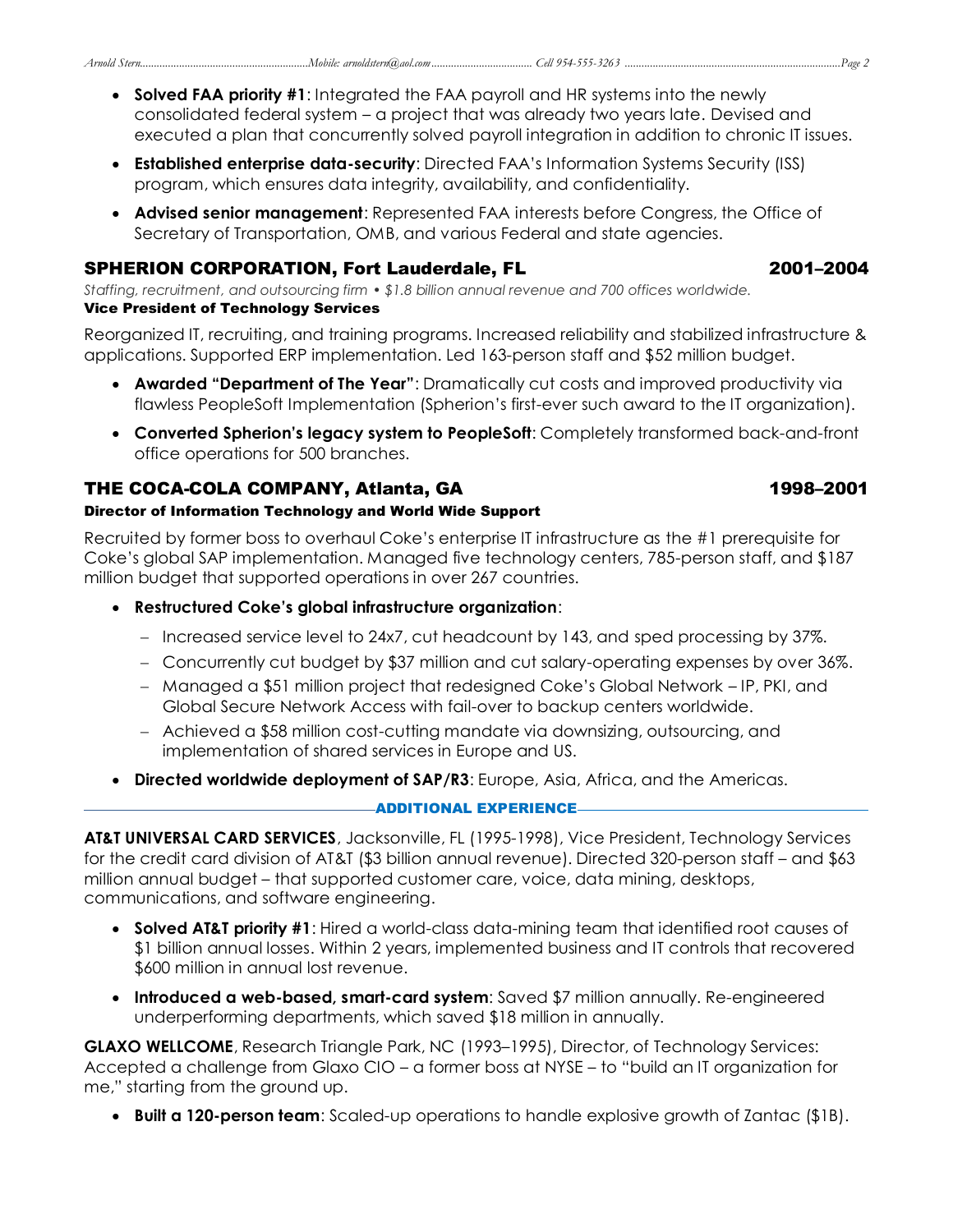- **Solved FAA priority #1**: Integrated the FAA payroll and HR systems into the newly consolidated federal system – a project that was already two years late. Devised and executed a plan that concurrently solved payroll integration in addition to chronic IT issues.
- **Established enterprise data-security**: Directed FAA's Information Systems Security (ISS) program, which ensures data integrity, availability, and confidentiality.
- **Advised senior management**: Represented FAA interests before Congress, the Office of Secretary of Transportation, OMB, and various Federal and state agencies.

## SPHERION CORPORATION, Fort Lauderdale, FL 2001–2004

*Staffing, recruitment, and outsourcing firm • $1.8 billion annual revenue and 700 offices worldwide.*

**Vice President of Technology Services**

Reorganized IT, recruiting, and training programs. Increased reliability and stabilized infrastructure & applications. Supported ERP implementation. Led 163-person staff and $52 million budget.

- **Awarded "Department of The Year"**: Dramatically cut costs and improved productivity via flawless PeopleSoft Implementation (Spherion's first-ever such award to the IT organization).
- **Converted Spherion's legacy system to PeopleSoft**: Completely transformed back-and-front office operations for 500 branches.

## THE COCA-COLA COMPANY, Atlanta, GA 1998–2001

**Director of Information Technology and World Wide Support**

Recruited by former boss to overhaul Coke's enterprise IT infrastructure as the #1 prerequisite for Coke's global SAP implementation. Managed five technology centers, 785-person staff, and $187 million budget that supported operations in over 267 countries.

- **Restructured Coke's global infrastructure organization**:
  - Increased service level to 24x7, cut headcount by 143, and sped processing by 37%.
  - Concurrently cut budget by $37 million and cut salary-operating expenses by over 36%.
  - Managed a $51 million project that redesigned Coke's Global Network – IP, PKI, and Global Secure Network Access with fail-over to backup centers worldwide.
  - Achieved a $58 million cost-cutting mandate via downsizing, outsourcing, and implementation of shared services in Europe and US.
- **Directed worldwide deployment of SAP/R3**: Europe, Asia, Africa, and the Americas.

## ADDITIONAL EXPERIENCE

**AT&T UNIVERSAL CARD SERVICES**, Jacksonville, FL (1995-1998), Vice President, Technology Services for the credit card division of AT&T ($3 billion annual revenue). Directed 320-person staff – and $63 million annual budget – that supported customer care, voice, data mining, desktops, communications, and software engineering.

- **Solved AT&T priority #1**: Hired a world-class data-mining team that identified root causes of $1 billion annual losses. Within 2 years, implemented business and IT controls that recovered $600 million in annual lost revenue.
- **Introduced a web-based, smart-card system**: Saved $7 million annually. Re-engineered underperforming departments, which saved $18 million in annually.

**GLAXO WELLCOME**, Research Triangle Park, NC (1993–1995), Director, of Technology Services: Accepted a challenge from Glaxo CIO – a former boss at NYSE – to "build an IT organization for me," starting from the ground up.

- **Built a 120-person team**: Scaled-up operations to handle explosive growth of Zantac ($1B).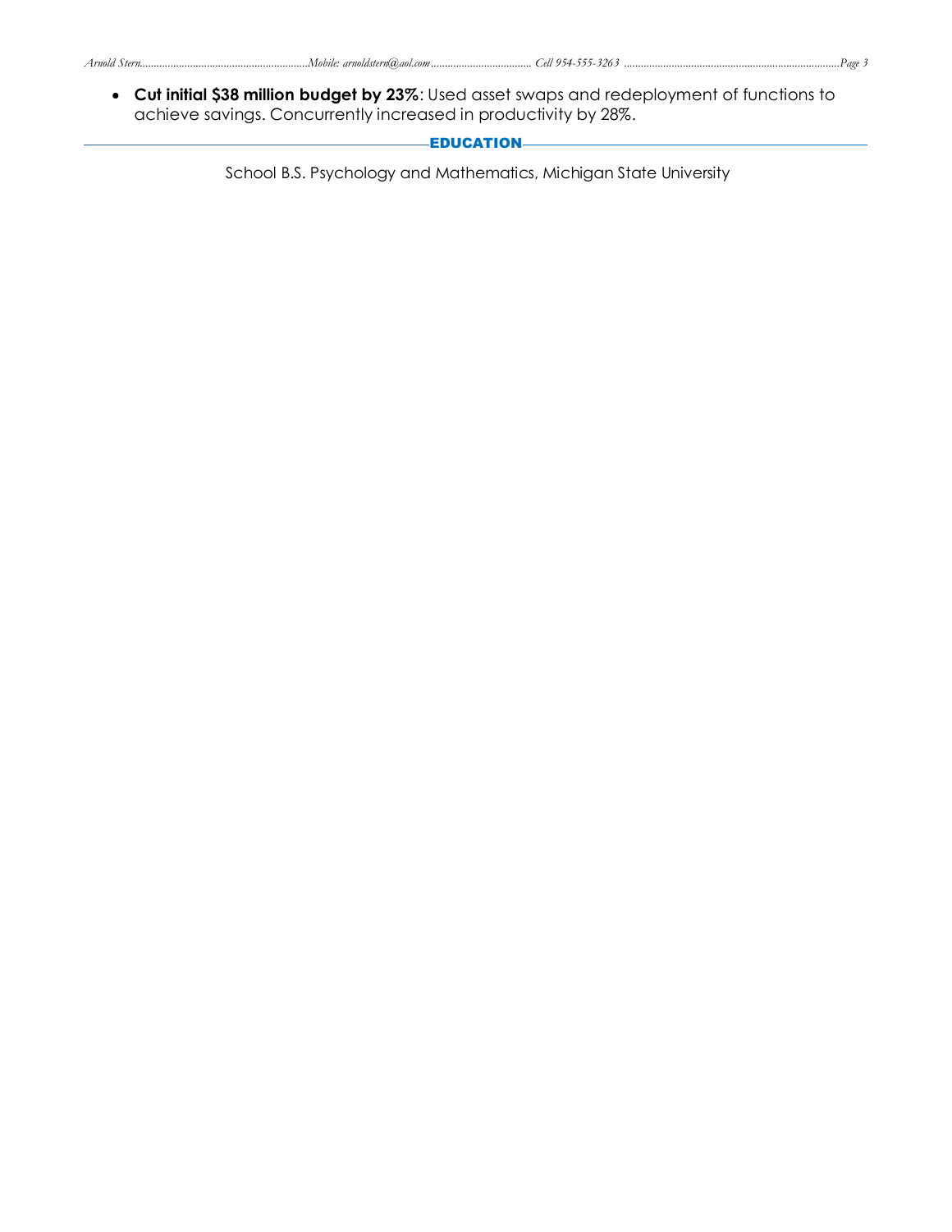- **Cut initial $38 million budget by 23%**: Used asset swaps and redeployment of functions to achieve savings. Concurrently increased in productivity by 28%.

## EDUCATION

School B.S. Psychology and Mathematics, Michigan State University